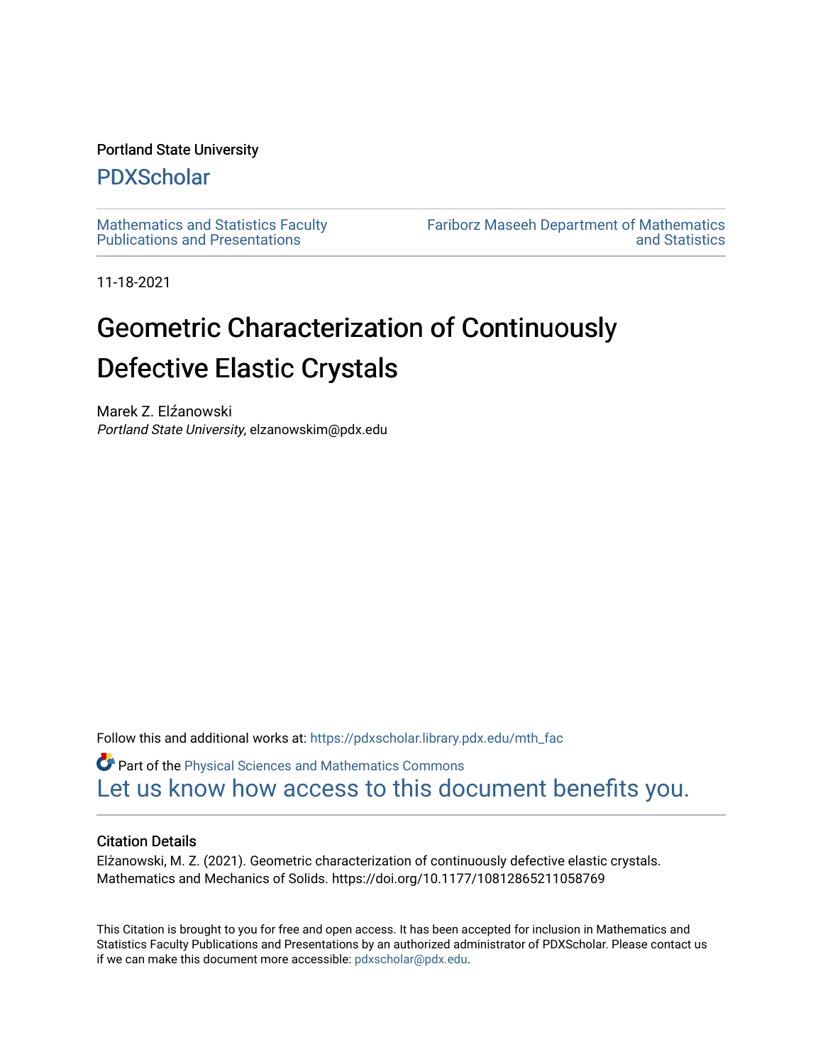Portland State University

# PDXScholar

Mathematics and Statistics Faculty Publications and Presentations

Fariborz Maseeh Department of Mathematics and Statistics

11-18-2021

# Geometric Characterization of Continuously Defective Elastic Crystals

Marek Z. Elźanowski
*Portland State University*, elzanowskim@pdx.edu

Follow this and additional works at: https://pdxscholar.library.pdx.edu/mth_fac

Part of the Physical Sciences and Mathematics Commons

Let us know how access to this document benefits you.

## Citation Details

Elżanowski, M. Z. (2021). Geometric characterization of continuously defective elastic crystals. Mathematics and Mechanics of Solids. https://doi.org/10.1177/10812865211058769

This Citation is brought to you for free and open access. It has been accepted for inclusion in Mathematics and Statistics Faculty Publications and Presentations by an authorized administrator of PDXScholar. Please contact us if we can make this document more accessible: pdxscholar@pdx.edu.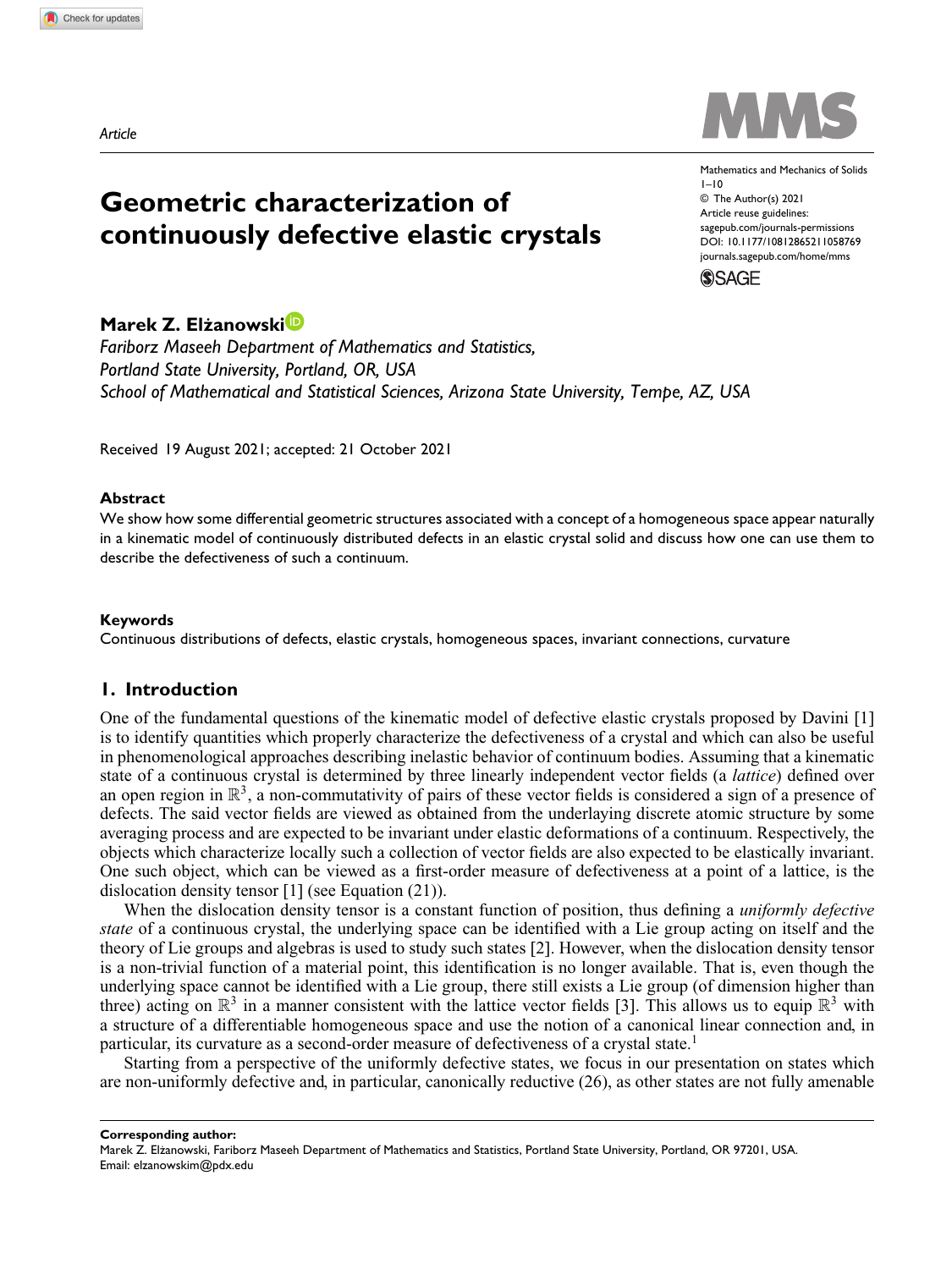*Article*

# Geometric characterization of continuously defective elastic crystals

**Marek Z. Elżanowski**

*Fariborz Maseeh Department of Mathematics and Statistics, Portland State University, Portland, OR, USA*
*School of Mathematical and Statistical Sciences, Arizona State University, Tempe, AZ, USA*

Received 19 August 2021; accepted: 21 October 2021

### Abstract

We show how some differential geometric structures associated with a concept of a homogeneous space appear naturally in a kinematic model of continuously distributed defects in an elastic crystal solid and discuss how one can use them to describe the defectiveness of such a continuum.

### Keywords

Continuous distributions of defects, elastic crystals, homogeneous spaces, invariant connections, curvature

## 1. Introduction

One of the fundamental questions of the kinematic model of defective elastic crystals proposed by Davini [1] is to identify quantities which properly characterize the defectiveness of a crystal and which can also be useful in phenomenological approaches describing inelastic behavior of continuum bodies. Assuming that a kinematic state of a continuous crystal is determined by three linearly independent vector fields (a *lattice*) defined over an open region in $\mathbb{R}^3$, a non-commutativity of pairs of these vector fields is considered a sign of a presence of defects. The said vector fields are viewed as obtained from the underlaying discrete atomic structure by some averaging process and are expected to be invariant under elastic deformations of a continuum. Respectively, the objects which characterize locally such a collection of vector fields are also expected to be elastically invariant. One such object, which can be viewed as a first-order measure of defectiveness at a point of a lattice, is the dislocation density tensor [1] (see Equation (21)).

When the dislocation density tensor is a constant function of position, thus defining a *uniformly defective state* of a continuous crystal, the underlying space can be identified with a Lie group acting on itself and the theory of Lie groups and algebras is used to study such states [2]. However, when the dislocation density tensor is a non-trivial function of a material point, this identification is no longer available. That is, even though the underlying space cannot be identified with a Lie group, there still exists a Lie group (of dimension higher than three) acting on $\mathbb{R}^3$ in a manner consistent with the lattice vector fields [3]. This allows us to equip $\mathbb{R}^3$ with a structure of a differentiable homogeneous space and use the notion of a canonical linear connection and, in particular, its curvature as a second-order measure of defectiveness of a crystal state.[1]

Starting from a perspective of the uniformly defective states, we focus in our presentation on states which are non-uniformly defective and, in particular, canonically reductive (26), as other states are not fully amenable

**Corresponding author:**
Marek Z. Elżanowski, Fariborz Maseeh Department of Mathematics and Statistics, Portland State University, Portland, OR 97201, USA.
Email: elzanowskim@pdx.edu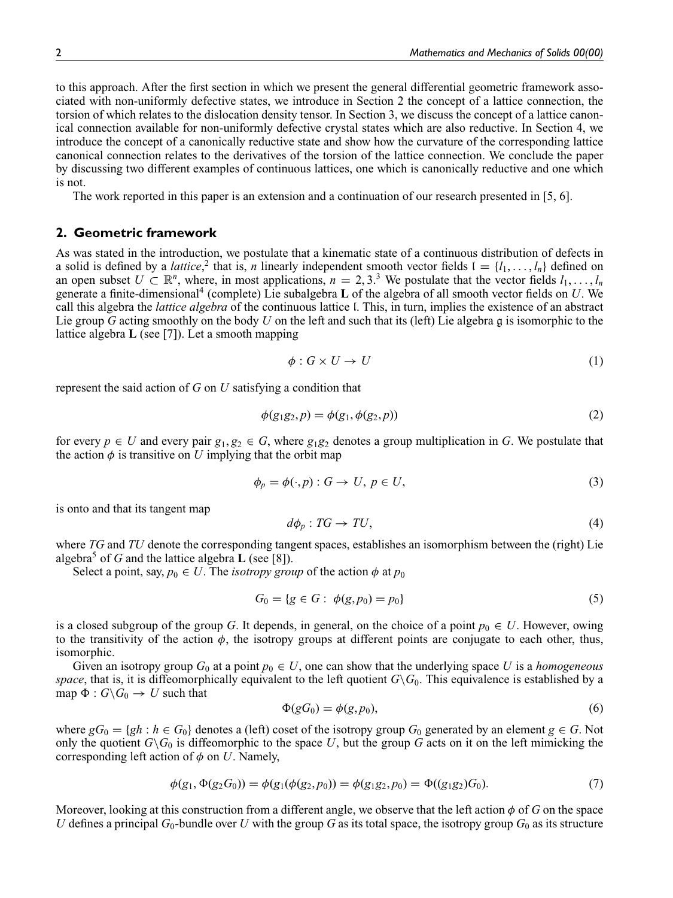to this approach. After the first section in which we present the general differential geometric framework associated with non-uniformly defective states, we introduce in Section 2 the concept of a lattice connection, the torsion of which relates to the dislocation density tensor. In Section 3, we discuss the concept of a lattice canonical connection available for non-uniformly defective crystal states which are also reductive. In Section 4, we introduce the concept of a canonically reductive state and show how the curvature of the corresponding lattice canonical connection relates to the derivatives of the torsion of the lattice connection. We conclude the paper by discussing two different examples of continuous lattices, one which is canonically reductive and one which is not.

The work reported in this paper is an extension and a continuation of our research presented in [5, 6].

## 2. Geometric framework

As was stated in the introduction, we postulate that a kinematic state of a continuous distribution of defects in a solid is defined by a *lattice*,[2] that is, $n$ linearly independent smooth vector fields $\mathfrak{l} = \{l_1, \ldots, l_n\}$ defined on an open subset $U \subset \mathbb{R}^n$, where, in most applications, $n = 2, 3$.[3] We postulate that the vector fields $l_1, \ldots, l_n$ generate a finite-dimensional[4] (complete) Lie subalgebra $\mathbf{L}$ of the algebra of all smooth vector fields on $U$. We call this algebra the *lattice algebra* of the continuous lattice $\mathfrak{l}$. This, in turn, implies the existence of an abstract Lie group $G$ acting smoothly on the body $U$ on the left and such that its (left) Lie algebra $\mathfrak{g}$ is isomorphic to the lattice algebra $\mathbf{L}$ (see [7]). Let a smooth mapping

$$\phi : G \times U \to U \tag{1}$$

represent the said action of $G$ on $U$ satisfying a condition that

$$\phi(g_1 g_2, p) = \phi(g_1, \phi(g_2, p)) \tag{2}$$

for every $p \in U$ and every pair $g_1, g_2 \in G$, where $g_1 g_2$ denotes a group multiplication in $G$. We postulate that the action $\phi$ is transitive on $U$ implying that the orbit map

$$\phi_p = \phi(\cdot, p) : G \to U,\ p \in U, \tag{3}$$

is onto and that its tangent map

$$d\phi_p : TG \to TU, \tag{4}$$

where $TG$ and $TU$ denote the corresponding tangent spaces, establishes an isomorphism between the (right) Lie algebra[5] of $G$ and the lattice algebra $\mathbf{L}$ (see [8]).

Select a point, say, $p_0 \in U$. The *isotropy group* of the action $\phi$ at $p_0$

$$G_0 = \{g \in G :\ \phi(g, p_0) = p_0\} \tag{5}$$

is a closed subgroup of the group $G$. It depends, in general, on the choice of a point $p_0 \in U$. However, owing to the transitivity of the action $\phi$, the isotropy groups at different points are conjugate to each other, thus, isomorphic.

Given an isotropy group $G_0$ at a point $p_0 \in U$, one can show that the underlying space $U$ is a *homogeneous space*, that is, it is diffeomorphically equivalent to the left quotient $G \backslash G_0$. This equivalence is established by a map $\Phi : G \backslash G_0 \to U$ such that

$$\Phi(gG_0) = \phi(g, p_0), \tag{6}$$

where $gG_0 = \{gh : h \in G_0\}$ denotes a (left) coset of the isotropy group $G_0$ generated by an element $g \in G$. Not only the quotient $G \backslash G_0$ is diffeomorphic to the space $U$, but the group $G$ acts on it on the left mimicking the corresponding left action of $\phi$ on $U$. Namely,

$$\phi(g_1, \Phi(g_2 G_0)) = \phi(g_1(\phi(g_2, p_0)) = \phi(g_1 g_2, p_0) = \Phi((g_1 g_2)G_0). \tag{7}$$

Moreover, looking at this construction from a different angle, we observe that the left action $\phi$ of $G$ on the space $U$ defines a principal $G_0$-bundle over $U$ with the group $G$ as its total space, the isotropy group $G_0$ as its structure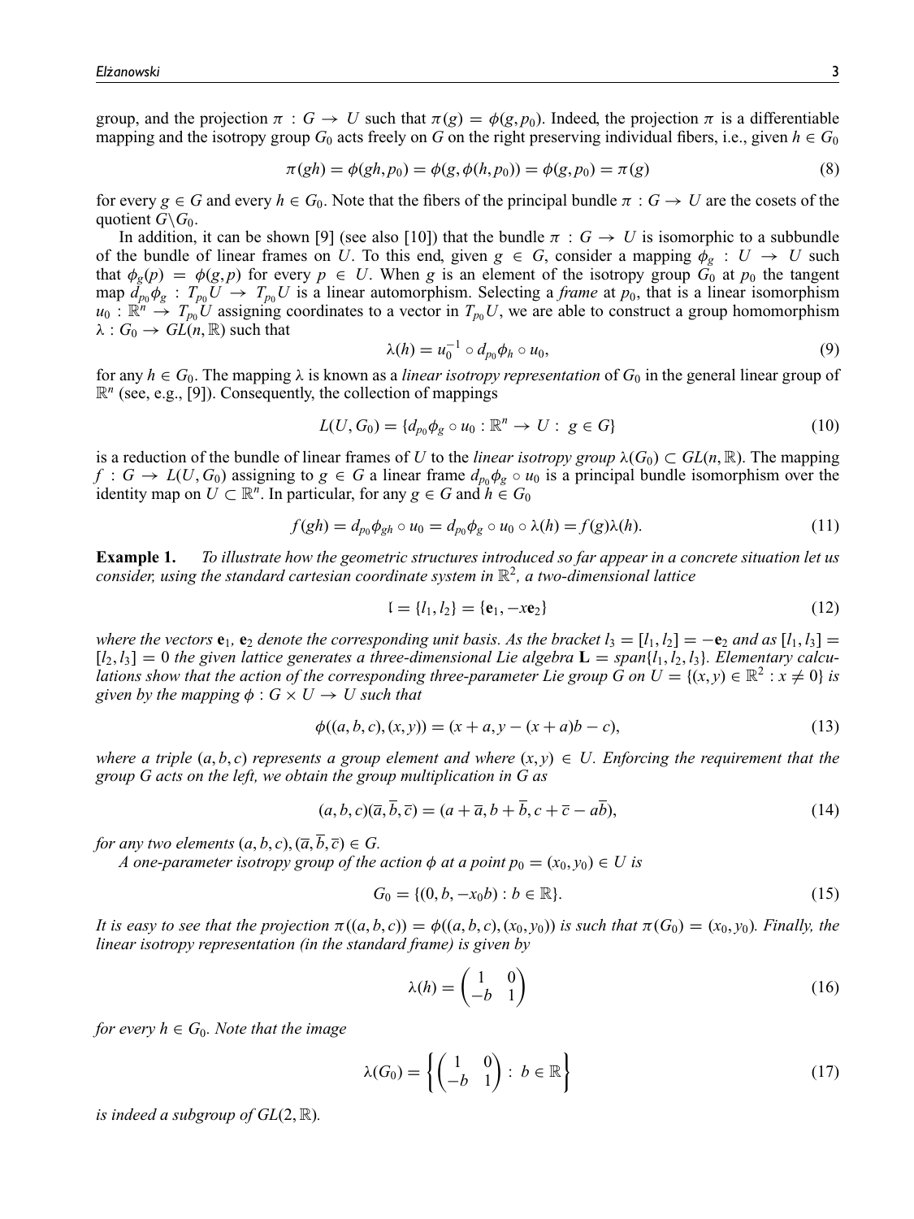group, and the projection $\pi : G \to U$ such that $\pi(g) = \phi(g, p_0)$. Indeed, the projection $\pi$ is a differentiable mapping and the isotropy group $G_0$ acts freely on $G$ on the right preserving individual fibers, i.e., given $h \in G_0$

$$\pi(gh) = \phi(gh, p_0) = \phi(g, \phi(h, p_0)) = \phi(g, p_0) = \pi(g) \tag{8}$$

for every $g \in G$ and every $h \in G_0$. Note that the fibers of the principal bundle $\pi : G \to U$ are the cosets of the quotient $G \backslash G_0$.

In addition, it can be shown [9] (see also [10]) that the bundle $\pi : G \to U$ is isomorphic to a subbundle of the bundle of linear frames on $U$. To this end, given $g \in G$, consider a mapping $\phi_g : U \to U$ such that $\phi_g(p) = \phi(g, p)$ for every $p \in U$. When $g$ is an element of the isotropy group $G_0$ at $p_0$ the tangent map $d_{p_0}\phi_g : T_{p_0}U \to T_{p_0}U$ is a linear automorphism. Selecting a *frame* at $p_0$, that is a linear isomorphism $u_0 : \mathbb{R}^n \to T_{p_0}U$ assigning coordinates to a vector in $T_{p_0}U$, we are able to construct a group homomorphism $\lambda : G_0 \to GL(n, \mathbb{R})$ such that

$$\lambda(h) = u_0^{-1} \circ d_{p_0}\phi_h \circ u_0, \tag{9}$$

for any $h \in G_0$. The mapping $\lambda$ is known as a *linear isotropy representation* of $G_0$ in the general linear group of $\mathbb{R}^n$ (see, e.g., [9]). Consequently, the collection of mappings

$$L(U, G_0) = \{d_{p_0}\phi_g \circ u_0 : \mathbb{R}^n \to U : \ g \in G\} \tag{10}$$

is a reduction of the bundle of linear frames of $U$ to the *linear isotropy group* $\lambda(G_0) \subset GL(n, \mathbb{R})$. The mapping $f : G \to L(U, G_0)$ assigning to $g \in G$ a linear frame $d_{p_0}\phi_g \circ u_0$ is a principal bundle isomorphism over the identity map on $U \subset \mathbb{R}^n$. In particular, for any $g \in G$ and $h \in G_0$

$$f(gh) = d_{p_0}\phi_{gh} \circ u_0 = d_{p_0}\phi_g \circ u_0 \circ \lambda(h) = f(g)\lambda(h). \tag{11}$$

**Example 1.** *To illustrate how the geometric structures introduced so far appear in a concrete situation let us consider, using the standard cartesian coordinate system in $\mathbb{R}^2$, a two-dimensional lattice*

$$\mathfrak{l} = \{l_1, l_2\} = \{\mathbf{e}_1, -x\mathbf{e}_2\} \tag{12}$$

*where the vectors $\mathbf{e}_1$, $\mathbf{e}_2$ denote the corresponding unit basis. As the bracket $l_3 = [l_1, l_2] = -\mathbf{e}_2$ and as $[l_1, l_3] = [l_2, l_3] = 0$ the given lattice generates a three-dimensional Lie algebra $\mathbf{L} = span\{l_1, l_2, l_3\}$. Elementary calculations show that the action of the corresponding three-parameter Lie group $G$ on $U = \{(x, y) \in \mathbb{R}^2 : x \neq 0\}$ is given by the mapping $\phi : G \times U \to U$ such that*

$$\phi((a, b, c), (x, y)) = (x + a, y - (x + a)b - c), \tag{13}$$

*where a triple $(a, b, c)$ represents a group element and where $(x, y) \in U$. Enforcing the requirement that the group $G$ acts on the left, we obtain the group multiplication in $G$ as*

$$(a, b, c)(\overline{a}, \overline{b}, \overline{c}) = (a + \overline{a}, b + \overline{b}, c + \overline{c} - a\overline{b}), \tag{14}$$

*for any two elements $(a, b, c), (\overline{a}, \overline{b}, \overline{c}) \in G$.*

*A one-parameter isotropy group of the action $\phi$ at a point $p_0 = (x_0, y_0) \in U$ is*

$$G_0 = \{(0, b, -x_0 b) : b \in \mathbb{R}\}. \tag{15}$$

*It is easy to see that the projection $\pi((a, b, c)) = \phi((a, b, c), (x_0, y_0))$ is such that $\pi(G_0) = (x_0, y_0)$. Finally, the linear isotropy representation (in the standard frame) is given by*

$$\lambda(h) = \begin{pmatrix} 1 & 0 \\ -b & 1 \end{pmatrix} \tag{16}$$

*for every $h \in G_0$. Note that the image*

$$\lambda(G_0) = \left\{ \begin{pmatrix} 1 & 0 \\ -b & 1 \end{pmatrix} : \ b \in \mathbb{R} \right\} \tag{17}$$

*is indeed a subgroup of $GL(2, \mathbb{R})$.*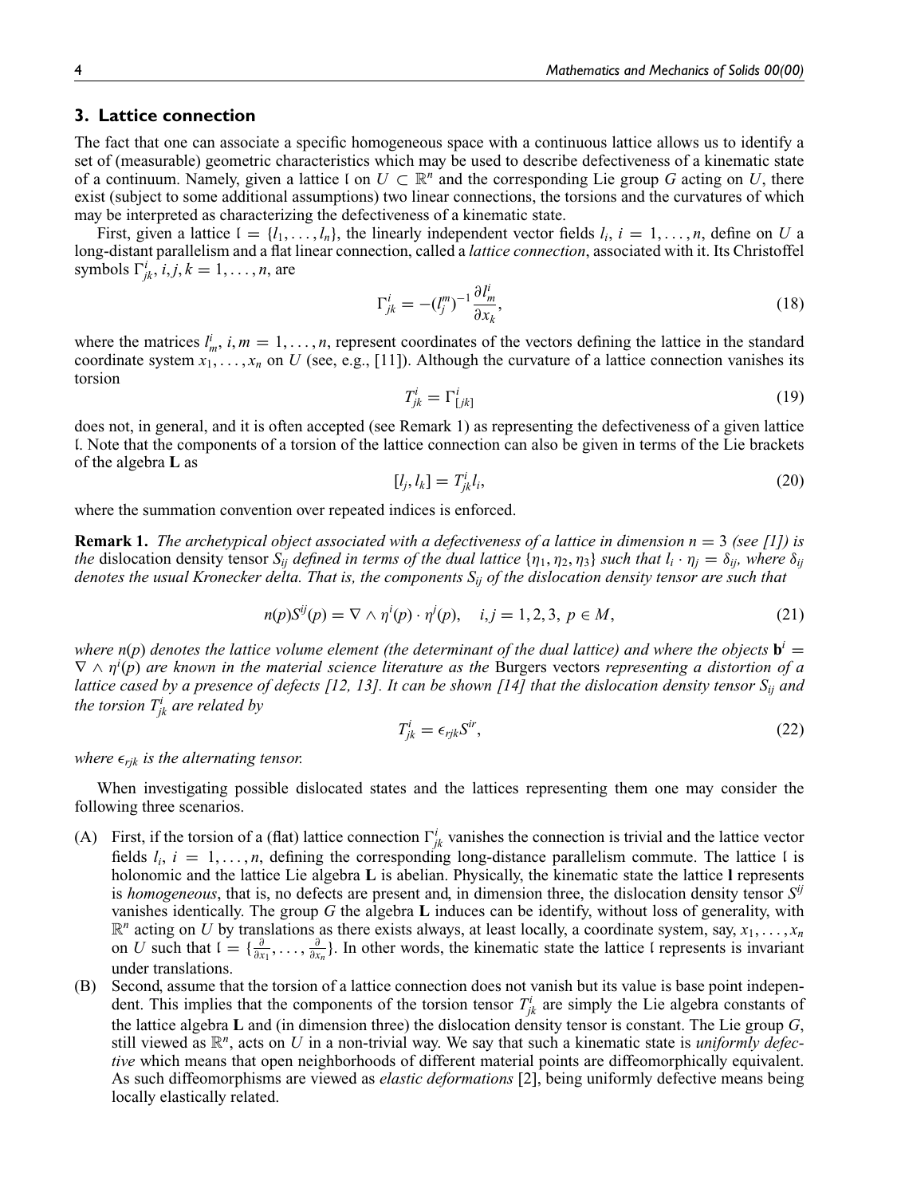## 3. Lattice connection

The fact that one can associate a specific homogeneous space with a continuous lattice allows us to identify a set of (measurable) geometric characteristics which may be used to describe defectiveness of a kinematic state of a continuum. Namely, given a lattice $\mathfrak{l}$ on $U \subset \mathbb{R}^n$ and the corresponding Lie group $G$ acting on $U$, there exist (subject to some additional assumptions) two linear connections, the torsions and the curvatures of which may be interpreted as characterizing the defectiveness of a kinematic state.

First, given a lattice $\mathfrak{l} = \{l_1, \ldots, l_n\}$, the linearly independent vector fields $l_i$, $i = 1, \ldots, n$, define on $U$ a long-distant parallelism and a flat linear connection, called a *lattice connection*, associated with it. Its Christoffel symbols $\Gamma^i_{jk}$, $i, j, k = 1, \ldots, n$, are

$$\Gamma^i_{jk} = -(l^m_j)^{-1} \frac{\partial l^i_m}{\partial x_k}, \tag{18}$$

where the matrices $l^i_m$, $i, m = 1, \ldots, n$, represent coordinates of the vectors defining the lattice in the standard coordinate system $x_1, \ldots, x_n$ on $U$ (see, e.g., [11]). Although the curvature of a lattice connection vanishes its torsion

$$T^i_{jk} = \Gamma^i_{[jk]} \tag{19}$$

does not, in general, and it is often accepted (see Remark 1) as representing the defectiveness of a given lattice $\mathfrak{l}$. Note that the components of a torsion of the lattice connection can also be given in terms of the Lie brackets of the algebra $\mathbf{L}$ as

$$[l_j, l_k] = T^i_{jk} l_i, \tag{20}$$

where the summation convention over repeated indices is enforced.

**Remark 1.** *The archetypical object associated with a defectiveness of a lattice in dimension $n = 3$ (see [1]) is the* dislocation density tensor *$S_{ij}$ defined in terms of the dual lattice $\{\eta_1, \eta_2, \eta_3\}$ such that $l_i \cdot \eta_j = \delta_{ij}$, where $\delta_{ij}$ denotes the usual Kronecker delta. That is, the components $S_{ij}$ of the dislocation density tensor are such that*

$$n(p) S^{ij}(p) = \nabla \wedge \eta^i(p) \cdot \eta^j(p), \quad i, j = 1, 2, 3,\ p \in M, \tag{21}$$

*where $n(p)$ denotes the lattice volume element (the determinant of the dual lattice) and where the objects $\mathbf{b}^i = \nabla \wedge \eta^i(p)$ are known in the material science literature as the* Burgers vectors *representing a distortion of a lattice cased by a presence of defects [12, 13]. It can be shown [14] that the dislocation density tensor $S_{ij}$ and the torsion $T^i_{jk}$ are related by*

$$T^i_{jk} = \epsilon_{rjk} S^{ir}, \tag{22}$$

*where $\epsilon_{rjk}$ is the alternating tensor.*

When investigating possible dislocated states and the lattices representing them one may consider the following three scenarios.

(A) First, if the torsion of a (flat) lattice connection $\Gamma^i_{jk}$ vanishes the connection is trivial and the lattice vector fields $l_i$, $i = 1, \ldots, n$, defining the corresponding long-distance parallelism commute. The lattice $\mathfrak{l}$ is holonomic and the lattice Lie algebra $\mathbf{L}$ is abelian. Physically, the kinematic state the lattice $\mathbf{l}$ represents is *homogeneous*, that is, no defects are present and, in dimension three, the dislocation density tensor $S^{ij}$ vanishes identically. The group $G$ the algebra $\mathbf{L}$ induces can be identify, without loss of generality, with $\mathbb{R}^n$ acting on $U$ by translations as there exists always, at least locally, a coordinate system, say, $x_1, \ldots, x_n$ on $U$ such that $\mathfrak{l} = \{\frac{\partial}{\partial x_1}, \ldots, \frac{\partial}{\partial x_n}\}$. In other words, the kinematic state the lattice $\mathfrak{l}$ represents is invariant under translations.

(B) Second, assume that the torsion of a lattice connection does not vanish but its value is base point independent. This implies that the components of the torsion tensor $T^i_{jk}$ are simply the Lie algebra constants of the lattice algebra $\mathbf{L}$ and (in dimension three) the dislocation density tensor is constant. The Lie group $G$, still viewed as $\mathbb{R}^n$, acts on $U$ in a non-trivial way. We say that such a kinematic state is *uniformly defective* which means that open neighborhoods of different material points are diffeomorphically equivalent. As such diffeomorphisms are viewed as *elastic deformations* [2], being uniformly defective means being locally elastically related.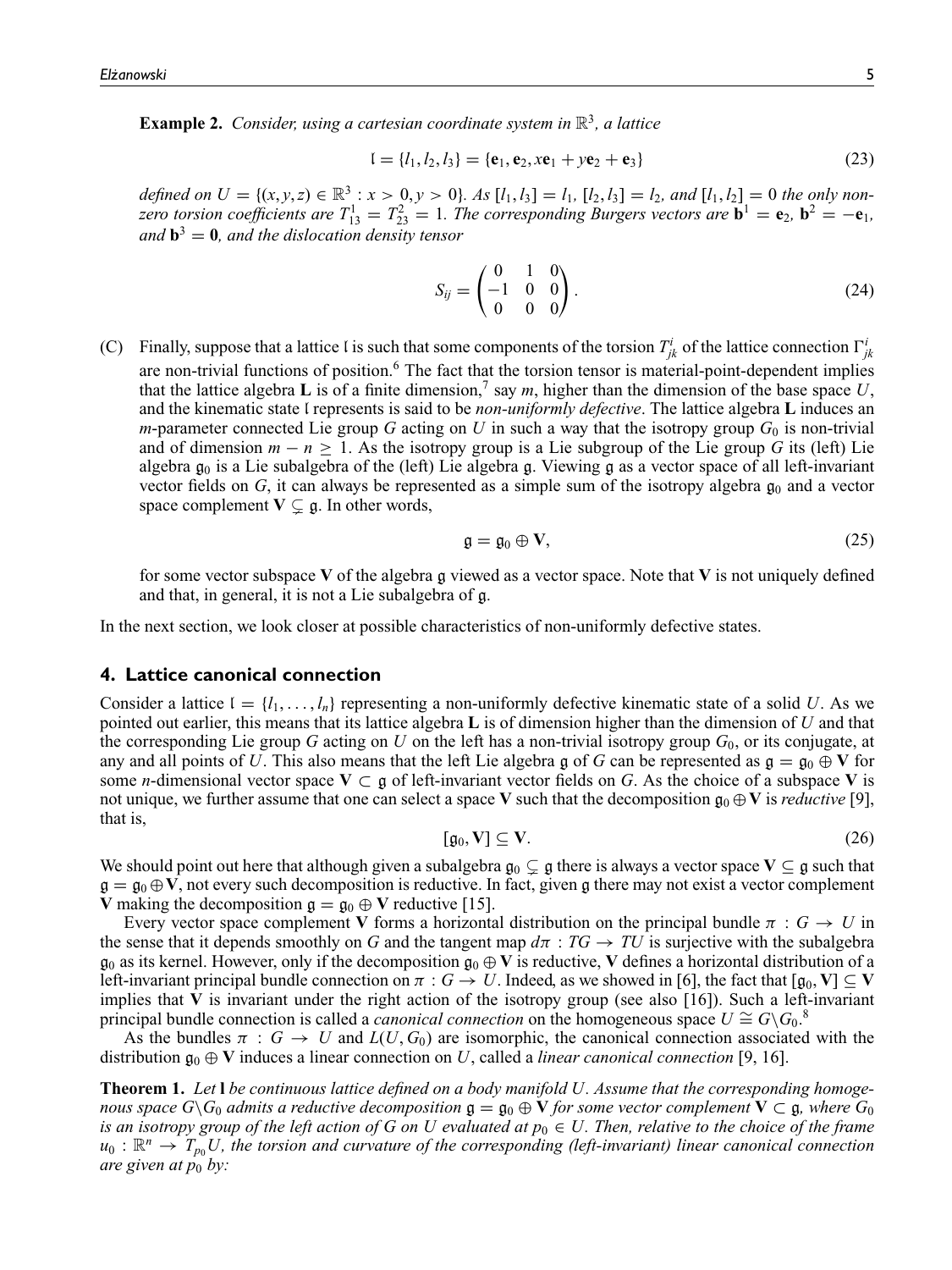**Example 2.** *Consider, using a cartesian coordinate system in $\mathbb{R}^3$, a lattice*

$$\mathfrak{l} = \{l_1, l_2, l_3\} = \{\mathbf{e}_1, \mathbf{e}_2, x\mathbf{e}_1 + y\mathbf{e}_2 + \mathbf{e}_3\} \tag{23}$$

*defined on $U = \{(x, y, z) \in \mathbb{R}^3 : x > 0, y > 0\}$. As $[l_1, l_3] = l_1$, $[l_2, l_3] = l_2$, and $[l_1, l_2] = 0$ the only non-zero torsion coefficients are $T^1_{13} = T^2_{23} = 1$. The corresponding Burgers vectors are $\mathbf{b}^1 = \mathbf{e}_2$, $\mathbf{b}^2 = -\mathbf{e}_1$, and $\mathbf{b}^3 = \mathbf{0}$, and the dislocation density tensor*

$$S_{ij} = \begin{pmatrix} 0 & 1 & 0 \\ -1 & 0 & 0 \\ 0 & 0 & 0 \end{pmatrix}. \tag{24}$$

(C) Finally, suppose that a lattice $\mathfrak{l}$ is such that some components of the torsion $T^i_{jk}$ of the lattice connection $\Gamma^i_{jk}$ are non-trivial functions of position.[6] The fact that the torsion tensor is material-point-dependent implies that the lattice algebra $\mathbf{L}$ is of a finite dimension,[7] say $m$, higher than the dimension of the base space $U$, and the kinematic state $\mathfrak{l}$ represents is said to be *non-uniformly defective*. The lattice algebra $\mathbf{L}$ induces an $m$-parameter connected Lie group $G$ acting on $U$ in such a way that the isotropy group $G_0$ is non-trivial and of dimension $m - n \geq 1$. As the isotropy group is a Lie subgroup of the Lie group $G$ its (left) Lie algebra $\mathfrak{g}_0$ is a Lie subalgebra of the (left) Lie algebra $\mathfrak{g}$. Viewing $\mathfrak{g}$ as a vector space of all left-invariant vector fields on $G$, it can always be represented as a simple sum of the isotropy algebra $\mathfrak{g}_0$ and a vector space complement $\mathbf{V} \subsetneq \mathfrak{g}$. In other words,

$$\mathfrak{g} = \mathfrak{g}_0 \oplus \mathbf{V}, \tag{25}$$

for some vector subspace $\mathbf{V}$ of the algebra $\mathfrak{g}$ viewed as a vector space. Note that $\mathbf{V}$ is not uniquely defined and that, in general, it is not a Lie subalgebra of $\mathfrak{g}$.

In the next section, we look closer at possible characteristics of non-uniformly defective states.

## 4. Lattice canonical connection

Consider a lattice $\mathfrak{l} = \{l_1, \ldots, l_n\}$ representing a non-uniformly defective kinematic state of a solid $U$. As we pointed out earlier, this means that its lattice algebra $\mathbf{L}$ is of dimension higher than the dimension of $U$ and that the corresponding Lie group $G$ acting on $U$ on the left has a non-trivial isotropy group $G_0$, or its conjugate, at any and all points of $U$. This also means that the left Lie algebra $\mathfrak{g}$ of $G$ can be represented as $\mathfrak{g} = \mathfrak{g}_0 \oplus \mathbf{V}$ for some $n$-dimensional vector space $\mathbf{V} \subset \mathfrak{g}$ of left-invariant vector fields on $G$. As the choice of a subspace $\mathbf{V}$ is not unique, we further assume that one can select a space $\mathbf{V}$ such that the decomposition $\mathfrak{g}_0 \oplus \mathbf{V}$ is *reductive* [9], that is,

$$[\mathfrak{g}_0, \mathbf{V}] \subseteq \mathbf{V}. \tag{26}$$

We should point out here that although given a subalgebra $\mathfrak{g}_0 \subsetneq \mathfrak{g}$ there is always a vector space $\mathbf{V} \subseteq \mathfrak{g}$ such that $\mathfrak{g} = \mathfrak{g}_0 \oplus \mathbf{V}$, not every such decomposition is reductive. In fact, given $\mathfrak{g}$ there may not exist a vector complement $\mathbf{V}$ making the decomposition $\mathfrak{g} = \mathfrak{g}_0 \oplus \mathbf{V}$ reductive [15].

Every vector space complement $\mathbf{V}$ forms a horizontal distribution on the principal bundle $\pi : G \to U$ in the sense that it depends smoothly on $G$ and the tangent map $d\pi : TG \to TU$ is surjective with the subalgebra $\mathfrak{g}_0$ as its kernel. However, only if the decomposition $\mathfrak{g}_0 \oplus \mathbf{V}$ is reductive, $\mathbf{V}$ defines a horizontal distribution of a left-invariant principal bundle connection on $\pi : G \to U$. Indeed, as we showed in [6], the fact that $[\mathfrak{g}_0, \mathbf{V}] \subseteq \mathbf{V}$ implies that $\mathbf{V}$ is invariant under the right action of the isotropy group (see also [16]). Such a left-invariant principal bundle connection is called a *canonical connection* on the homogeneous space $U \cong G\backslash G_0$.[8]

As the bundles $\pi : G \to U$ and $L(U, G_0)$ are isomorphic, the canonical connection associated with the distribution $\mathfrak{g}_0 \oplus \mathbf{V}$ induces a linear connection on $U$, called a *linear canonical connection* [9, 16].

**Theorem 1.** *Let $\mathfrak{l}$ be continuous lattice defined on a body manifold $U$. Assume that the corresponding homogeneous space $G\backslash G_0$ admits a reductive decomposition $\mathfrak{g} = \mathfrak{g}_0 \oplus \mathbf{V}$ for some vector complement $\mathbf{V} \subset \mathfrak{g}$, where $G_0$ is an isotropy group of the left action of $G$ on $U$ evaluated at $p_0 \in U$. Then, relative to the choice of the frame $u_0 : \mathbb{R}^n \to T_{p_0}U$, the torsion and curvature of the corresponding (left-invariant) linear canonical connection are given at $p_0$ by:*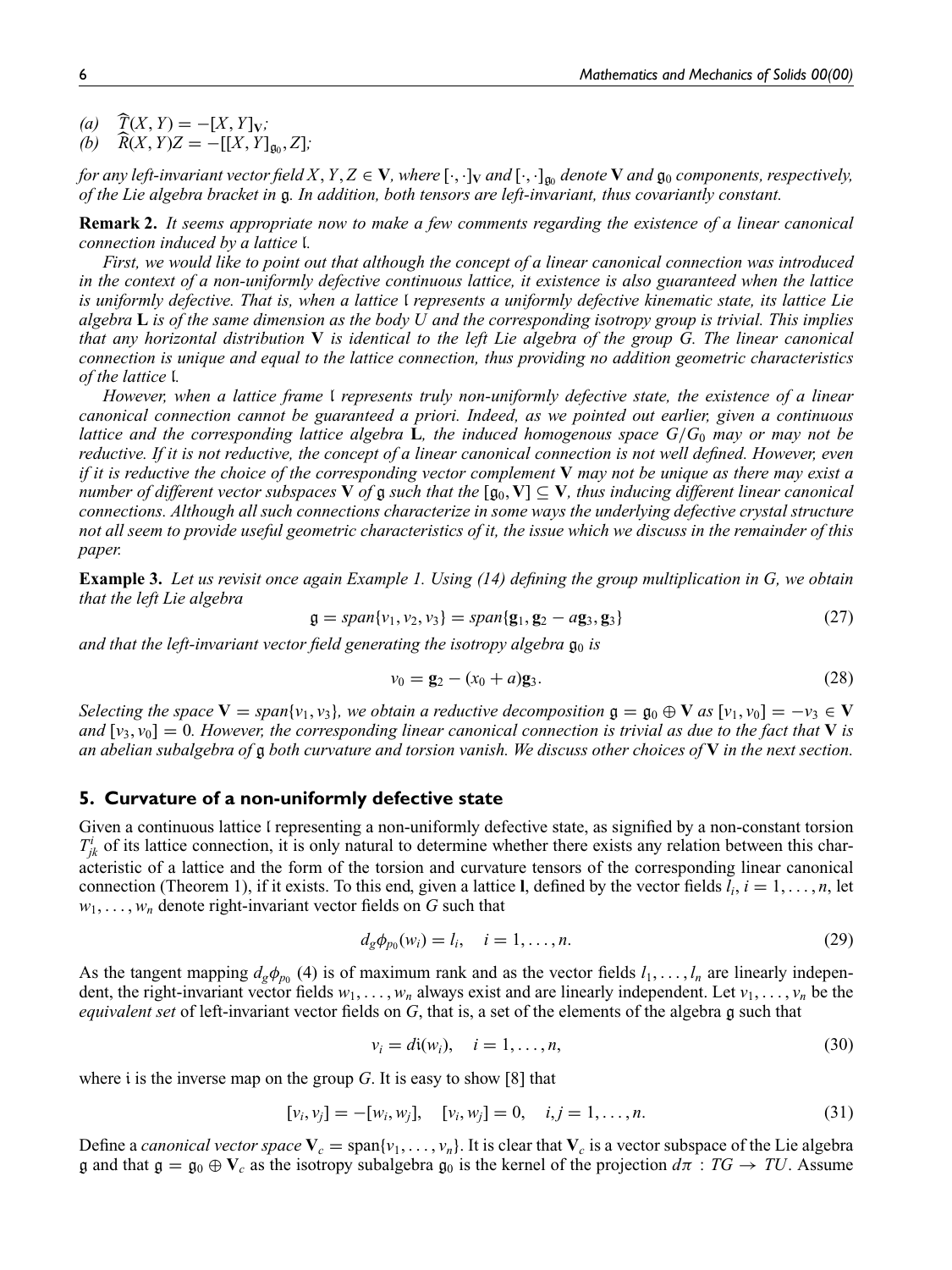(a) $\widehat{T}(X, Y) = -[X, Y]_{\mathbf{V}}$;
(b) $\widehat{R}(X, Y)Z = -[[X, Y]_{\mathfrak{g}_0}, Z]$;

*for any left-invariant vector field $X, Y, Z \in \mathbf{V}$, where $[\cdot,\cdot]_{\mathbf{V}}$ and $[\cdot,\cdot]_{\mathfrak{g}_0}$ denote $\mathbf{V}$ and $\mathfrak{g}_0$ components, respectively, of the Lie algebra bracket in $\mathfrak{g}$. In addition, both tensors are left-invariant, thus covariantly constant.*

**Remark 2.** *It seems appropriate now to make a few comments regarding the existence of a linear canonical connection induced by a lattice $\mathfrak{l}$.*

*First, we would like to point out that although the concept of a linear canonical connection was introduced in the context of a non-uniformly defective continuous lattice, it existence is also guaranteed when the lattice is uniformly defective. That is, when a lattice $\mathfrak{l}$ represents a uniformly defective kinematic state, its lattice Lie algebra $\mathbf{L}$ is of the same dimension as the body $U$ and the corresponding isotropy group is trivial. This implies that any horizontal distribution $\mathbf{V}$ is identical to the left Lie algebra of the group $G$. The linear canonical connection is unique and equal to the lattice connection, thus providing no addition geometric characteristics of the lattice $\mathfrak{l}$.*

*However, when a lattice frame $\mathfrak{l}$ represents truly non-uniformly defective state, the existence of a linear canonical connection cannot be guaranteed a priori. Indeed, as we pointed out earlier, given a continuous lattice and the corresponding lattice algebra $\mathbf{L}$, the induced homogenous space $G/G_0$ may or may not be reductive. If it is not reductive, the concept of a linear canonical connection is not well defined. However, even if it is reductive the choice of the corresponding vector complement $\mathbf{V}$ may not be unique as there may exist a number of different vector subspaces $\mathbf{V}$ of $\mathfrak{g}$ such that the $[\mathfrak{g}_0, \mathbf{V}] \subseteq \mathbf{V}$, thus inducing different linear canonical connections. Although all such connections characterize in some ways the underlying defective crystal structure not all seem to provide useful geometric characteristics of it, the issue which we discuss in the remainder of this paper.*

**Example 3.** *Let us revisit once again Example 1. Using (14) defining the group multiplication in $G$, we obtain that the left Lie algebra*

$$\mathfrak{g} = span\{v_1, v_2, v_3\} = span\{\mathbf{g}_1, \mathbf{g}_2 - a\mathbf{g}_3, \mathbf{g}_3\} \tag{27}$$

*and that the left-invariant vector field generating the isotropy algebra $\mathfrak{g}_0$ is*

$$v_0 = \mathbf{g}_2 - (x_0 + a)\mathbf{g}_3. \tag{28}$$

*Selecting the space $\mathbf{V} = span\{v_1, v_3\}$, we obtain a reductive decomposition $\mathfrak{g} = \mathfrak{g}_0 \oplus \mathbf{V}$ as $[v_1, v_0] = -v_3 \in \mathbf{V}$ and $[v_3, v_0] = 0$. However, the corresponding linear canonical connection is trivial as due to the fact that $\mathbf{V}$ is an abelian subalgebra of $\mathfrak{g}$ both curvature and torsion vanish. We discuss other choices of $\mathbf{V}$ in the next section.*

## 5. Curvature of a non-uniformly defective state

Given a continuous lattice $\mathfrak{l}$ representing a non-uniformly defective state, as signified by a non-constant torsion $T^i_{jk}$ of its lattice connection, it is only natural to determine whether there exists any relation between this characteristic of a lattice and the form of the torsion and curvature tensors of the corresponding linear canonical connection (Theorem 1), if it exists. To this end, given a lattice $\mathbf{l}$, defined by the vector fields $l_i$, $i = 1, \ldots, n$, let $w_1, \ldots, w_n$ denote right-invariant vector fields on $G$ such that

$$d_g\phi_{p_0}(w_i) = l_i, \quad i = 1, \ldots, n. \tag{29}$$

As the tangent mapping $d_g\phi_{p_0}$ (4) is of maximum rank and as the vector fields $l_1, \ldots, l_n$ are linearly independent, the right-invariant vector fields $w_1, \ldots, w_n$ always exist and are linearly independent. Let $v_1, \ldots, v_n$ be the *equivalent set* of left-invariant vector fields on $G$, that is, a set of the elements of the algebra $\mathfrak{g}$ such that

$$v_i = d\mathfrak{i}(w_i), \quad i = 1, \ldots, n, \tag{30}$$

where $\mathfrak{i}$ is the inverse map on the group $G$. It is easy to show [8] that

$$[v_i, v_j] = -[w_i, w_j], \quad [v_i, w_j] = 0, \quad i, j = 1, \ldots, n. \tag{31}$$

Define a *canonical vector space* $\mathbf{V}_c = \text{span}\{v_1, \ldots, v_n\}$. It is clear that $\mathbf{V}_c$ is a vector subspace of the Lie algebra $\mathfrak{g}$ and that $\mathfrak{g} = \mathfrak{g}_0 \oplus \mathbf{V}_c$ as the isotropy subalgebra $\mathfrak{g}_0$ is the kernel of the projection $d\pi : TG \to TU$. Assume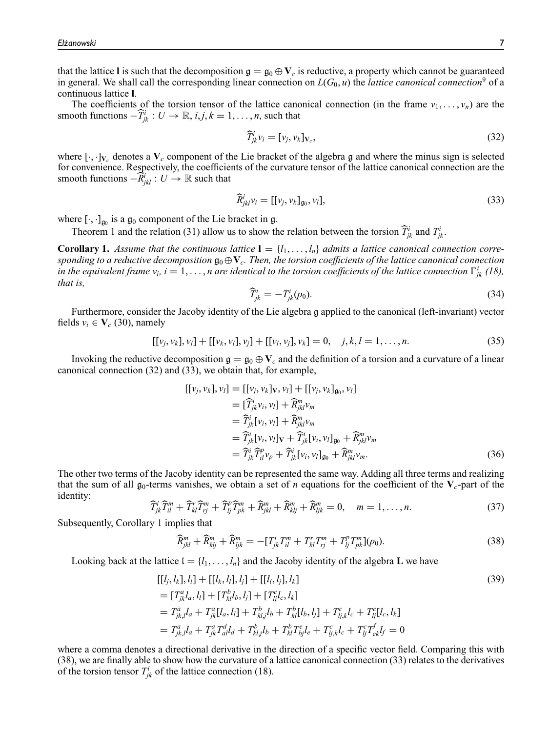that the lattice $\mathbf{l}$ is such that the decomposition $\mathfrak{g} = \mathfrak{g}_0 \oplus \mathbf{V}_c$ is reductive, a property which cannot be guaranteed in general. We shall call the corresponding linear connection on $L(G_0, u)$ the *lattice canonical connection*[9] of a continuous lattice $\mathbf{l}$.

The coefficients of the torsion tensor of the lattice canonical connection (in the frame $v_1, \ldots, v_n$) are the smooth functions $-\widehat{T}^i_{jk} : U \to \mathbb{R}$, $i, j, k = 1, \ldots, n$, such that

$$\widehat{T}^i_{jk} v_i = [v_j, v_k]_{\mathbf{V}_c}, \tag{32}$$

where $[\cdot, \cdot]_{\mathbf{V}_c}$ denotes a $\mathbf{V}_c$ component of the Lie bracket of the algebra $\mathfrak{g}$ and where the minus sign is selected for convenience. Respectively, the coefficients of the curvature tensor of the lattice canonical connection are the smooth functions $-\widehat{R}^i_{jkl} : U \to \mathbb{R}$ such that

$$\widehat{R}^i_{jkl} v_i = [[v_j, v_k]_{\mathfrak{g}_0}, v_l], \tag{33}$$

where $[\cdot, \cdot]_{\mathfrak{g}_0}$ is a $\mathfrak{g}_0$ component of the Lie bracket in $\mathfrak{g}$.

Theorem 1 and the relation (31) allow us to show the relation between the torsion $\widehat{T}^i_{jk}$ and $T^i_{jk}$.

**Corollary 1.** *Assume that the continuous lattice $\mathbf{l} = \{l_1, \ldots, l_n\}$ admits a lattice canonical connection corresponding to a reductive decomposition $\mathfrak{g}_0 \oplus \mathbf{V}_c$. Then, the torsion coefficients of the lattice canonical connection in the equivalent frame $v_i$, $i = 1, \ldots, n$ are identical to the torsion coefficients of the lattice connection $\Gamma^i_{jk}$ (18), that is,*

$$\widehat{T}^i_{jk} = -T^i_{jk}(p_0). \tag{34}$$

Furthermore, consider the Jacoby identity of the Lie algebra $\mathfrak{g}$ applied to the canonical (left-invariant) vector fields $v_i \in \mathbf{V}_c$ (30), namely

$$[[v_j, v_k], v_l] + [[v_k, v_l], v_j] + [[v_l, v_j], v_k] = 0, \quad j, k, l = 1, \ldots, n. \tag{35}$$

Invoking the reductive decomposition $\mathfrak{g} = \mathfrak{g}_0 \oplus \mathbf{V}_c$ and the definition of a torsion and a curvature of a linear canonical connection (32) and (33), we obtain that, for example,

$$\begin{aligned}
[[v_j, v_k], v_l] &= [[v_j, v_k]_{\mathbf{V}}, v_l] + [[v_j, v_k]_{\mathfrak{g}_0}, v_l] \\
&= [\widehat{T}^i_{jk} v_i, v_l] + \widehat{R}^m_{jkl} v_m \\
&= \widehat{T}^i_{jk} [v_i, v_l] + \widehat{R}^m_{jkl} v_m \\
&= \widehat{T}^i_{jk} [v_i, v_l]_{\mathbf{V}} + \widehat{T}^i_{jk} [v_i, v_l]_{\mathfrak{g}_0} + \widehat{R}^m_{jkl} v_m \\
&= \widehat{T}^i_{jk} \widehat{T}^p_{il} v_p + \widehat{T}^i_{jk} [v_i, v_l]_{\mathfrak{g}_0} + \widehat{R}^m_{jkl} v_m.
\end{aligned} \tag{36}$$

The other two terms of the Jacoby identity can be represented the same way. Adding all three terms and realizing that the sum of all $\mathfrak{g}_0$-terms vanishes, we obtain a set of $n$ equations for the coefficient of the $\mathbf{V}_c$-part of the identity:

$$\widehat{T}^i_{jk} \widehat{T}^m_{il} + \widehat{T}^r_{kl} \widehat{T}^m_{rj} + \widehat{T}^p_{lj} \widehat{T}^m_{pk} + \widehat{R}^m_{jkl} + \widehat{R}^m_{klj} + \widehat{R}^m_{ljk} = 0, \quad m = 1, \ldots, n. \tag{37}$$

Subsequently, Corollary 1 implies that

$$\widehat{R}^m_{jkl} + \widehat{R}^m_{klj} + \widehat{R}^m_{ljk} = -[T^i_{jk} T^m_{il} + T^r_{kl} T^m_{rj} + T^p_{lj} T^m_{pk}](p_0). \tag{38}$$

Looking back at the lattice $\mathfrak{l} = \{l_1, \ldots, l_n\}$ and the Jacoby identity of the algebra $\mathbf{L}$ we have

$$\begin{aligned}
&[[l_j, l_k], l_l] + [[l_k, l_l], l_j] + [[l_l, l_j], l_k] \\
&= [T^a_{jk} l_a, l_l] + [T^b_{kl} l_b, l_j] + [T^c_{lj} l_c, l_k] \\
&= T^a_{jk,l} l_a + T^a_{jk} [l_a, l_l] + T^b_{kl,j} l_b + T^b_{kl} [l_b, l_j] + T^c_{lj,k} l_c + T^c_{lj} [l_c, l_k] \\
&= T^a_{jk,l} l_a + T^a_{jk} T^d_{al} l_d + T^b_{kl,j} l_b + T^b_{kl} T^e_{bj} l_e + T^c_{lj,k} l_c + T^c_{lj} T^f_{ck} l_f = 0
\end{aligned} \tag{39}$$

where a comma denotes a directional derivative in the direction of a specific vector field. Comparing this with (38), we are finally able to show how the curvature of a lattice canonical connection (33) relates to the derivatives of the torsion tensor $T^i_{jk}$ of the lattice connection (18).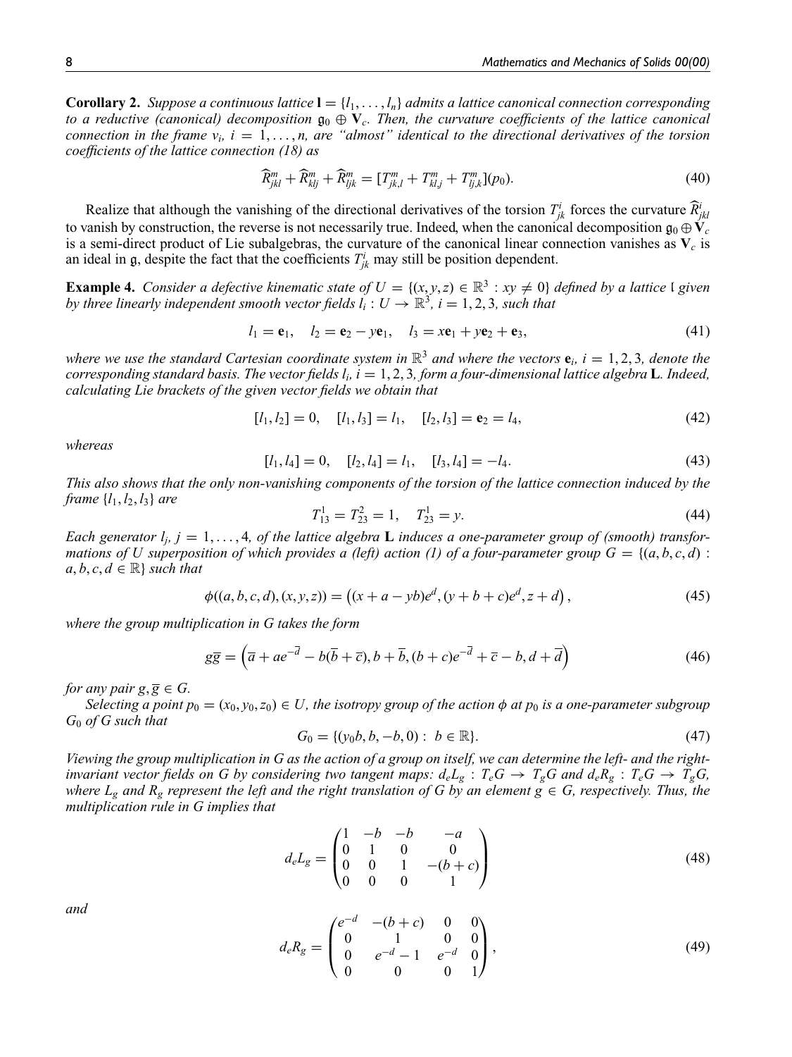**Corollary 2.** *Suppose a continuous lattice $\mathbf{l} = \{l_1, \ldots, l_n\}$ admits a lattice canonical connection corresponding to a reductive (canonical) decomposition $\mathfrak{g}_0 \oplus \mathbf{V}_c$. Then, the curvature coefficients of the lattice canonical connection in the frame $v_i$, $i = 1, \ldots, n$, are "almost" identical to the directional derivatives of the torsion coefficients of the lattice connection (18) as*

$$\widehat{R}^m_{jkl} + \widehat{R}^m_{klj} + \widehat{R}^m_{ljk} = [T^m_{jk,l} + T^m_{kl,j} + T^m_{lj,k}](p_0). \tag{40}$$

Realize that although the vanishing of the directional derivatives of the torsion $T^i_{jk}$ forces the curvature $\widehat{R}^i_{jkl}$ to vanish by construction, the reverse is not necessarily true. Indeed, when the canonical decomposition $\mathfrak{g}_0 \oplus \mathbf{V}_c$ is a semi-direct product of Lie subalgebras, the curvature of the canonical linear connection vanishes as $\mathbf{V}_c$ is an ideal in $\mathfrak{g}$, despite the fact that the coefficients $T^i_{jk}$ may still be position dependent.

**Example 4.** *Consider a defective kinematic state of $U = \{(x, y, z) \in \mathbb{R}^3 : xy \neq 0\}$ defined by a lattice $\mathfrak{l}$ given by three linearly independent smooth vector fields $l_i : U \to \mathbb{R}^3$, $i = 1, 2, 3$, such that*

$$l_1 = \mathbf{e}_1, \quad l_2 = \mathbf{e}_2 - y\mathbf{e}_1, \quad l_3 = x\mathbf{e}_1 + y\mathbf{e}_2 + \mathbf{e}_3, \tag{41}$$

*where we use the standard Cartesian coordinate system in $\mathbb{R}^3$ and where the vectors $\mathbf{e}_i$, $i = 1, 2, 3$, denote the corresponding standard basis. The vector fields $l_i$, $i = 1, 2, 3$, form a four-dimensional lattice algebra $\mathbf{L}$. Indeed, calculating Lie brackets of the given vector fields we obtain that*

$$[l_1, l_2] = 0, \quad [l_1, l_3] = l_1, \quad [l_2, l_3] = \mathbf{e}_2 = l_4, \tag{42}$$

*whereas*

$$[l_1, l_4] = 0, \quad [l_2, l_4] = l_1, \quad [l_3, l_4] = -l_4. \tag{43}$$

*This also shows that the only non-vanishing components of the torsion of the lattice connection induced by the frame $\{l_1, l_2, l_3\}$ are*

$$T^1_{13} = T^2_{23} = 1, \quad T^1_{23} = y. \tag{44}$$

*Each generator $l_j$, $j = 1, \ldots, 4$, of the lattice algebra $\mathbf{L}$ induces a one-parameter group of (smooth) transformations of $U$ superposition of which provides a (left) action (1) of a four-parameter group $G = \{(a, b, c, d) : a, b, c, d \in \mathbb{R}\}$ such that*

$$\phi((a, b, c, d), (x, y, z)) = \left((x + a - yb)e^d, (y + b + c)e^d, z + d\right), \tag{45}$$

*where the group multiplication in $G$ takes the form*

$$g\overline{g} = \left(\overline{a} + ae^{-\overline{d}} - b(\overline{b} + \overline{c}), b + \overline{b}, (b + c)e^{-\overline{d}} + \overline{c} - b, d + \overline{d}\right) \tag{46}$$

*for any pair $g, \overline{g} \in G$.*

*Selecting a point $p_0 = (x_0, y_0, z_0) \in U$, the isotropy group of the action $\phi$ at $p_0$ is a one-parameter subgroup $G_0$ of $G$ such that*

$$G_0 = \{(y_0 b, b, -b, 0) : \ b \in \mathbb{R}\}. \tag{47}$$

*Viewing the group multiplication in $G$ as the action of a group on itself, we can determine the left- and the right-invariant vector fields on $G$ by considering two tangent maps: $d_eL_g : T_eG \to T_gG$ and $d_eR_g : T_eG \to T_gG$, where $L_g$ and $R_g$ represent the left and the right translation of $G$ by an element $g \in G$, respectively. Thus, the multiplication rule in $G$ implies that*

$$d_eL_g = \begin{pmatrix} 1 & -b & -b & -a \\ 0 & 1 & 0 & 0 \\ 0 & 0 & 1 & -(b+c) \\ 0 & 0 & 0 & 1 \end{pmatrix} \tag{48}$$

*and*

$$d_eR_g = \begin{pmatrix} e^{-d} & -(b+c) & 0 & 0 \\ 0 & 1 & 0 & 0 \\ 0 & e^{-d} - 1 & e^{-d} & 0 \\ 0 & 0 & 0 & 1 \end{pmatrix}, \tag{49}$$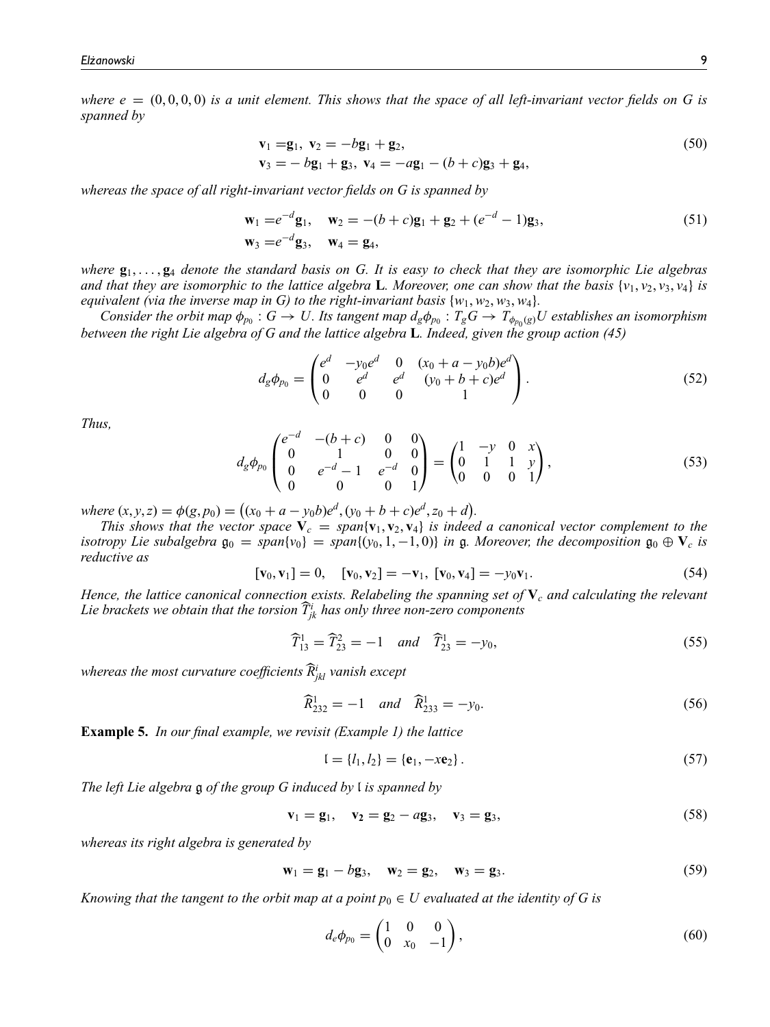*where $e = (0,0,0,0)$ is a unit element. This shows that the space of all left-invariant vector fields on G is spanned by*

$$
\begin{aligned}
\mathbf{v}_1 =& \mathbf{g}_1,\ \mathbf{v}_2 = -b\mathbf{g}_1 + \mathbf{g}_2, \\
\mathbf{v}_3 =& -b\mathbf{g}_1 + \mathbf{g}_3,\ \mathbf{v}_4 = -a\mathbf{g}_1 - (b+c)\mathbf{g}_3 + \mathbf{g}_4,
\end{aligned}
\tag{50}
$$

*whereas the space of all right-invariant vector fields on G is spanned by*

$$
\begin{aligned}
\mathbf{w}_1 =& e^{-d}\mathbf{g}_1, \quad \mathbf{w}_2 = -(b+c)\mathbf{g}_1 + \mathbf{g}_2 + (e^{-d}-1)\mathbf{g}_3, \\
\mathbf{w}_3 =& e^{-d}\mathbf{g}_3, \quad \mathbf{w}_4 = \mathbf{g}_4,
\end{aligned}
\tag{51}
$$

*where $\mathbf{g}_1, \ldots, \mathbf{g}_4$ denote the standard basis on G. It is easy to check that they are isomorphic Lie algebras and that they are isomorphic to the lattice algebra **L**. Moreover, one can show that the basis $\{v_1, v_2, v_3, v_4\}$ is equivalent (via the inverse map in G) to the right-invariant basis $\{w_1, w_2, w_3, w_4\}$.*

*Consider the orbit map $\phi_{p_0} : G \to U$. Its tangent map $d_g\phi_{p_0} : T_gG \to T_{\phi_{p_0}(g)}U$ establishes an isomorphism between the right Lie algebra of G and the lattice algebra **L**. Indeed, given the group action (45)*

$$
d_g\phi_{p_0} = \begin{pmatrix} e^d & -y_0e^d & 0 & (x_0 + a - y_0b)e^d \\ 0 & e^d & e^d & (y_0 + b + c)e^d \\ 0 & 0 & 0 & 1 \end{pmatrix}.
\tag{52}
$$

*Thus,*

$$
d_g\phi_{p_0} \begin{pmatrix} e^{-d} & -(b+c) & 0 & 0 \\ 0 & 1 & 0 & 0 \\ 0 & e^{-d}-1 & e^{-d} & 0 \\ 0 & 0 & 0 & 1 \end{pmatrix} = \begin{pmatrix} 1 & -y & 0 & x \\ 0 & 1 & 1 & y \\ 0 & 0 & 0 & 1 \end{pmatrix},
\tag{53}
$$

*where $(x,y,z) = \phi(g,p_0) = \big((x_0 + a - y_0b)e^d, (y_0 + b + c)e^d, z_0 + d\big)$.*

*This shows that the vector space $\mathbf{V}_c = span\{\mathbf{v}_1, \mathbf{v}_2, \mathbf{v}_4\}$ is indeed a canonical vector complement to the isotropy Lie subalgebra $\mathfrak{g}_0 = span\{v_0\} = span\{(y_0, 1, -1, 0)\}$ in $\mathfrak{g}$. Moreover, the decomposition $\mathfrak{g}_0 \oplus \mathbf{V}_c$ is reductive as*

$$
[\mathbf{v}_0, \mathbf{v}_1] = 0, \quad [\mathbf{v}_0, \mathbf{v}_2] = -\mathbf{v}_1,\ [\mathbf{v}_0, \mathbf{v}_4] = -y_0\mathbf{v}_1.
\tag{54}
$$

*Hence, the lattice canonical connection exists. Relabeling the spanning set of $\mathbf{V}_c$ and calculating the relevant Lie brackets we obtain that the torsion $\widehat{T}^i_{jk}$ has only three non-zero components*

$$
\widehat{T}^1_{13} = \widehat{T}^2_{23} = -1 \quad \textit{and} \quad \widehat{T}^1_{23} = -y_0,
\tag{55}
$$

*whereas the most curvature coefficients $\widehat{R}^i_{jkl}$ vanish except*

$$
\widehat{R}^1_{232} = -1 \quad \textit{and} \quad \widehat{R}^1_{233} = -y_0.
\tag{56}
$$

**Example 5.** *In our final example, we revisit (Example 1) the lattice*

$$
\mathfrak{l} = \{l_1, l_2\} = \{\mathbf{e}_1, -x\mathbf{e}_2\}.
\tag{57}
$$

*The left Lie algebra $\mathfrak{g}$ of the group G induced by $\mathfrak{l}$ is spanned by*

$$
\mathbf{v}_1 = \mathbf{g}_1, \quad \mathbf{v}_2 = \mathbf{g}_2 - a\mathbf{g}_3, \quad \mathbf{v}_3 = \mathbf{g}_3,
\tag{58}
$$

*whereas its right algebra is generated by*

$$
\mathbf{w}_1 = \mathbf{g}_1 - b\mathbf{g}_3, \quad \mathbf{w}_2 = \mathbf{g}_2, \quad \mathbf{w}_3 = \mathbf{g}_3.
\tag{59}
$$

*Knowing that the tangent to the orbit map at a point $p_0 \in U$ evaluated at the identity of G is*

$$
d_e\phi_{p_0} = \begin{pmatrix} 1 & 0 & 0 \\ 0 & x_0 & -1 \end{pmatrix},
\tag{60}
$$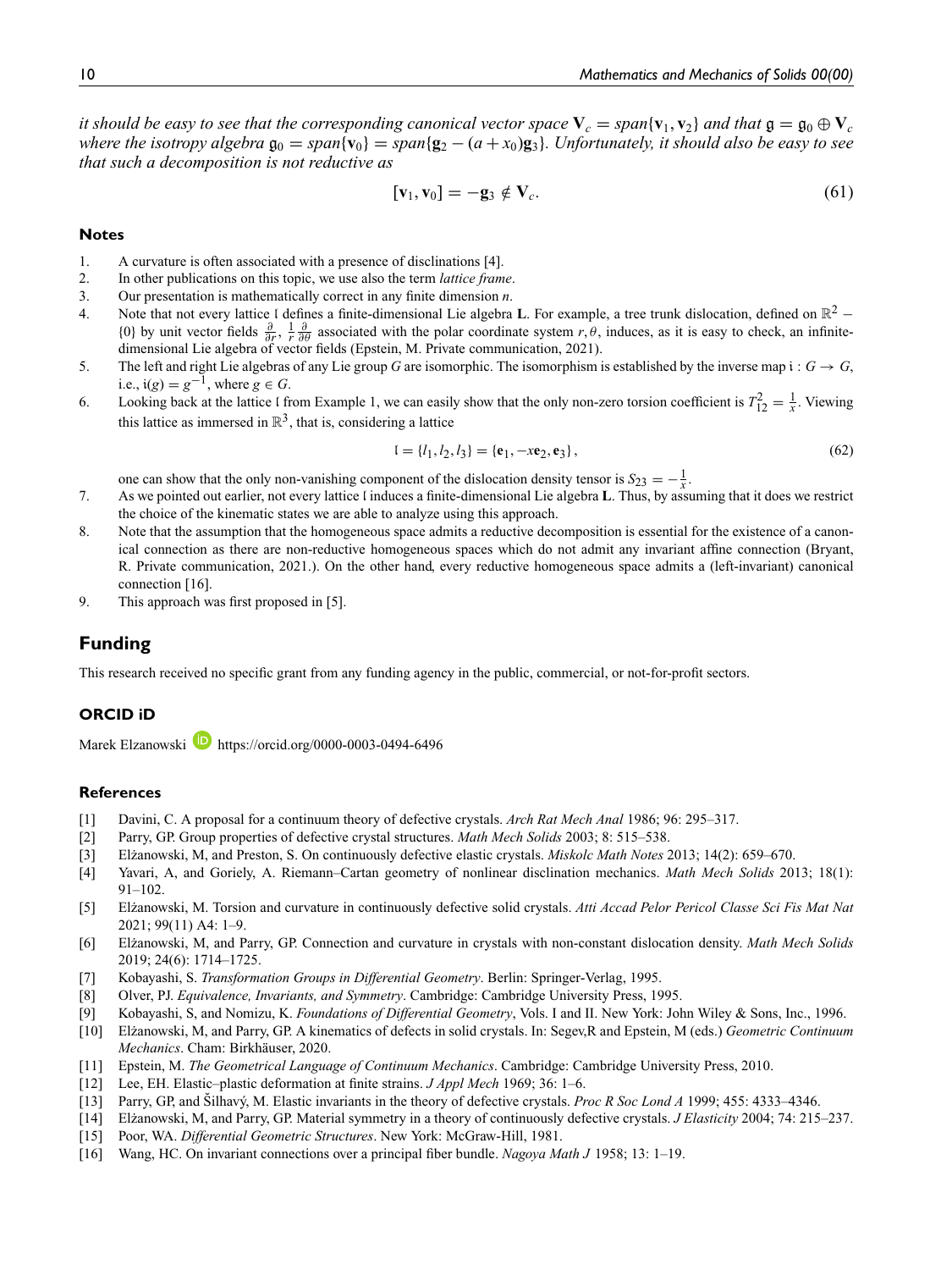*it should be easy to see that the corresponding canonical vector space $\mathbf{V}_c = span\{\mathbf{v}_1, \mathbf{v}_2\}$ and that $\mathfrak{g} = \mathfrak{g}_0 \oplus \mathbf{V}_c$ where the isotropy algebra $\mathfrak{g}_0 = span\{\mathbf{v}_0\} = span\{\mathbf{g}_2 - (a + x_0)\mathbf{g}_3\}$. Unfortunately, it should also be easy to see that such a decomposition is not reductive as*

$$[\mathbf{v}_1, \mathbf{v}_0] = -\mathbf{g}_3 \notin \mathbf{V}_c. \tag{61}$$

## Notes

1. A curvature is often associated with a presence of disclinations [4].
2. In other publications on this topic, we use also the term *lattice frame*.
3. Our presentation is mathematically correct in any finite dimension $n$.
4. Note that not every lattice $\mathfrak{l}$ defines a finite-dimensional Lie algebra $\mathbf{L}$. For example, a tree trunk dislocation, defined on $\mathbb{R}^2 - \{0\}$ by unit vector fields $\frac{\partial}{\partial r}$, $\frac{1}{r}\frac{\partial}{\partial \theta}$ associated with the polar coordinate system $r, \theta$, induces, as it is easy to check, an infinite-dimensional Lie algebra of vector fields (Epstein, M. Private communication, 2021).
5. The left and right Lie algebras of any Lie group $G$ are isomorphic. The isomorphism is established by the inverse map $\mathfrak{i} : G \to G$, i.e., $\mathfrak{i}(g) = g^{-1}$, where $g \in G$.
6. Looking back at the lattice $\mathfrak{l}$ from Example 1, we can easily show that the only non-zero torsion coefficient is $T^2_{12} = \frac{1}{x}$. Viewing this lattice as immersed in $\mathbb{R}^3$, that is, considering a lattice

$$\mathfrak{l} = \{l_1, l_2, l_3\} = \{\mathbf{e}_1, -x\mathbf{e}_2, \mathbf{e}_3\}, \tag{62}$$

   one can show that the only non-vanishing component of the dislocation density tensor is $S_{23} = -\frac{1}{x}$.
7. As we pointed out earlier, not every lattice $\mathfrak{l}$ induces a finite-dimensional Lie algebra $\mathbf{L}$. Thus, by assuming that it does we restrict the choice of the kinematic states we are able to analyze using this approach.
8. Note that the assumption that the homogeneous space admits a reductive decomposition is essential for the existence of a canonical connection as there are non-reductive homogeneous spaces which do not admit any invariant affine connection (Bryant, R. Private communication, 2021.). On the other hand, every reductive homogeneous space admits a (left-invariant) canonical connection [16].
9. This approach was first proposed in [5].

## Funding

This research received no specific grant from any funding agency in the public, commercial, or not-for-profit sectors.

## ORCID iD

Marek Elzanowski https://orcid.org/0000-0003-0494-6496

## References

[1] Davini, C. A proposal for a continuum theory of defective crystals. *Arch Rat Mech Anal* 1986; 96: 295–317.
[2] Parry, GP. Group properties of defective crystal structures. *Math Mech Solids* 2003; 8: 515–538.
[3] Elżanowski, M, and Preston, S. On continuously defective elastic crystals. *Miskolc Math Notes* 2013; 14(2): 659–670.
[4] Yavari, A, and Goriely, A. Riemann–Cartan geometry of nonlinear disclination mechanics. *Math Mech Solids* 2013; 18(1): 91–102.
[5] Elżanowski, M. Torsion and curvature in continuously defective solid crystals. *Atti Accad Pelor Pericol Classe Sci Fis Mat Nat* 2021; 99(11) A4: 1–9.
[6] Elżanowski, M, and Parry, GP. Connection and curvature in crystals with non-constant dislocation density. *Math Mech Solids* 2019; 24(6): 1714–1725.
[7] Kobayashi, S. *Transformation Groups in Differential Geometry*. Berlin: Springer-Verlag, 1995.
[8] Olver, PJ. *Equivalence, Invariants, and Symmetry*. Cambridge: Cambridge University Press, 1995.
[9] Kobayashi, S, and Nomizu, K. *Foundations of Differential Geometry*, Vols. I and II. New York: John Wiley & Sons, Inc., 1996.
[10] Elżanowski, M, and Parry, GP. A kinematics of defects in solid crystals. In: Segev,R and Epstein, M (eds.) *Geometric Continuum Mechanics*. Cham: Birkhäuser, 2020.
[11] Epstein, M. *The Geometrical Language of Continuum Mechanics*. Cambridge: Cambridge University Press, 2010.
[12] Lee, EH. Elastic–plastic deformation at finite strains. *J Appl Mech* 1969; 36: 1–6.
[13] Parry, GP, and Šilhavý, M. Elastic invariants in the theory of defective crystals. *Proc R Soc Lond A* 1999; 455: 4333–4346.
[14] Elżanowski, M, and Parry, GP. Material symmetry in a theory of continuously defective crystals. *J Elasticity* 2004; 74: 215–237.
[15] Poor, WA. *Differential Geometric Structures*. New York: McGraw-Hill, 1981.
[16] Wang, HC. On invariant connections over a principal fiber bundle. *Nagoya Math J* 1958; 13: 1–19.